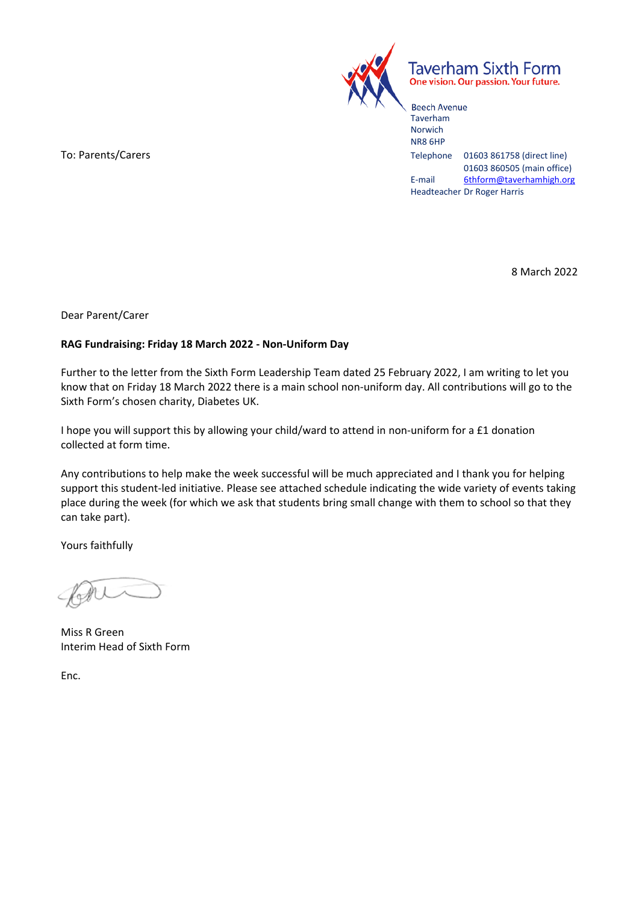**Taverham Sixth Form**
One vision. Our passion. Your future.

Beech Avenue
Taverham
Norwich
NR8 6HP

Telephone 01603 861758 (direct line)
01603 860505 (main office)
E-mail 6thform@taverhamhigh.org
Headteacher Dr Roger Harris

To: Parents/Carers

8 March 2022

Dear Parent/Carer

**RAG Fundraising: Friday 18 March 2022 - Non-Uniform Day**

Further to the letter from the Sixth Form Leadership Team dated 25 February 2022, I am writing to let you know that on Friday 18 March 2022 there is a main school non-uniform day. All contributions will go to the Sixth Form's chosen charity, Diabetes UK.

I hope you will support this by allowing your child/ward to attend in non-uniform for a £1 donation collected at form time.

Any contributions to help make the week successful will be much appreciated and I thank you for helping support this student-led initiative. Please see attached schedule indicating the wide variety of events taking place during the week (for which we ask that students bring small change with them to school so that they can take part).

Yours faithfully

Miss R Green
Interim Head of Sixth Form

Enc.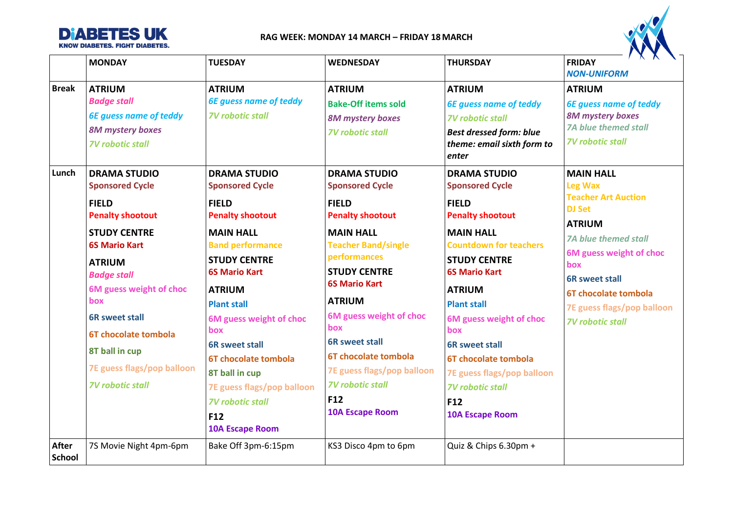**DIABETES UK**
KNOW DIABETES. FIGHT DIABETES.

**RAG WEEK: MONDAY 14 MARCH – FRIDAY 18 MARCH**

| | MONDAY | TUESDAY | WEDNESDAY | THURSDAY | FRIDAY *NON-UNIFORM* |
|---|---|---|---|---|---|
| **Break** | **ATRIUM**<br>*Badge stall*<br>*6E guess name of teddy*<br>*8M mystery boxes*<br>*7V robotic stall* | **ATRIUM**<br>*6E guess name of teddy*<br>*7V robotic stall* | **ATRIUM**<br>**Bake-Off items sold**<br>*8M mystery boxes*<br>*7V robotic stall* | **ATRIUM**<br>*6E guess name of teddy*<br>*7V robotic stall*<br>***Best dressed form: blue theme: email sixth form to enter*** | **ATRIUM**<br>*6E guess name of teddy*<br>*8M mystery boxes*<br>*7A blue themed stall*<br>*7V robotic stall* |
| **Lunch** | **DRAMA STUDIO**<br>Sponsored Cycle<br>**FIELD**<br>Penalty shootout<br>**STUDY CENTRE**<br>6S Mario Kart<br>**ATRIUM**<br>*Badge stall*<br>6M guess weight of choc box<br>6R sweet stall<br>6T chocolate tombola<br>8T ball in cup<br>7E guess flags/pop balloon<br>*7V robotic stall* | **DRAMA STUDIO**<br>Sponsored Cycle<br>**FIELD**<br>Penalty shootout<br>**MAIN HALL**<br>Band performance<br>**STUDY CENTRE**<br>6S Mario Kart<br>**ATRIUM**<br>Plant stall<br>6M guess weight of choc box<br>6R sweet stall<br>6T chocolate tombola<br>8T ball in cup<br>7E guess flags/pop balloon<br>*7V robotic stall*<br>**F12**<br>10A Escape Room | **DRAMA STUDIO**<br>Sponsored Cycle<br>**FIELD**<br>Penalty shootout<br>**MAIN HALL**<br>Teacher Band/single performances<br>**STUDY CENTRE**<br>6S Mario Kart<br>**ATRIUM**<br>6M guess weight of choc box<br>6R sweet stall<br>6T chocolate tombola<br>7E guess flags/pop balloon<br>*7V robotic stall*<br>**F12**<br>10A Escape Room | **DRAMA STUDIO**<br>Sponsored Cycle<br>**FIELD**<br>Penalty shootout<br>**MAIN HALL**<br>Countdown for teachers<br>**STUDY CENTRE**<br>6S Mario Kart<br>**ATRIUM**<br>Plant stall<br>6M guess weight of choc box<br>6R sweet stall<br>6T chocolate tombola<br>7E guess flags/pop balloon<br>*7V robotic stall*<br>**F12**<br>10A Escape Room | **MAIN HALL**<br>Leg Wax<br>Teacher Art Auction<br>DJ Set<br>**ATRIUM**<br>*7A blue themed stall*<br>6M guess weight of choc box<br>6R sweet stall<br>6T chocolate tombola<br>7E guess flags/pop balloon<br>*7V robotic stall* |
| **After School** | 7S Movie Night 4pm-6pm | Bake Off 3pm-6:15pm | KS3 Disco 4pm to 6pm | Quiz & Chips 6.30pm + | |